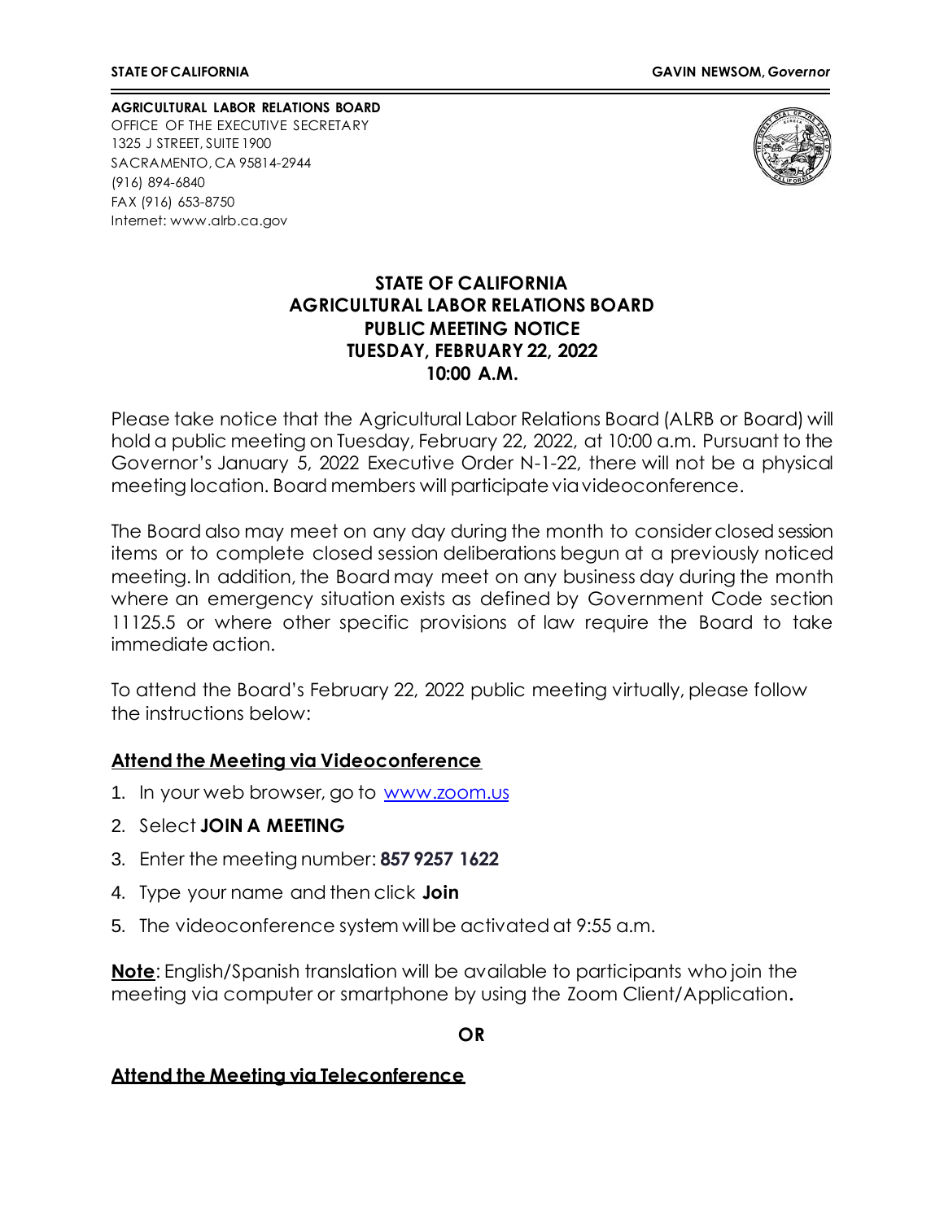**STATE OF CALIFORNIA** **GAVIN NEWSOM,** ***Governor***

**AGRICULTURAL LABOR RELATIONS BOARD**
OFFICE OF THE EXECUTIVE SECRETARY
1325 J STREET, SUITE 1900
SACRAMENTO, CA 95814-2944
(916) 894-6840
FAX (916) 653-8750
Internet: www.alrb.ca.gov

# STATE OF CALIFORNIA
# AGRICULTURAL LABOR RELATIONS BOARD
# PUBLIC MEETING NOTICE
# TUESDAY, FEBRUARY 22, 2022
# 10:00 A.M.

Please take notice that the Agricultural Labor Relations Board (ALRB or Board) will hold a public meeting on Tuesday, February 22, 2022, at 10:00 a.m. Pursuant to the Governor's January 5, 2022 Executive Order N-1-22, there will not be a physical meeting location. Board members will participate via videoconference.

The Board also may meet on any day during the month to consider closed session items or to complete closed session deliberations begun at a previously noticed meeting. In addition, the Board may meet on any business day during the month where an emergency situation exists as defined by Government Code section 11125.5 or where other specific provisions of law require the Board to take immediate action.

To attend the Board's February 22, 2022 public meeting virtually, please follow the instructions below:

## Attend the Meeting via Videoconference

1. In your web browser, go to www.zoom.us
2. Select **JOIN A MEETING**
3. Enter the meeting number: **857 9257 1622**
4. Type your name and then click **Join**
5. The videoconference system will be activated at 9:55 a.m.

**Note**: English/Spanish translation will be available to participants who join the meeting via computer or smartphone by using the Zoom Client/Application.

**OR**

## Attend the Meeting via Teleconference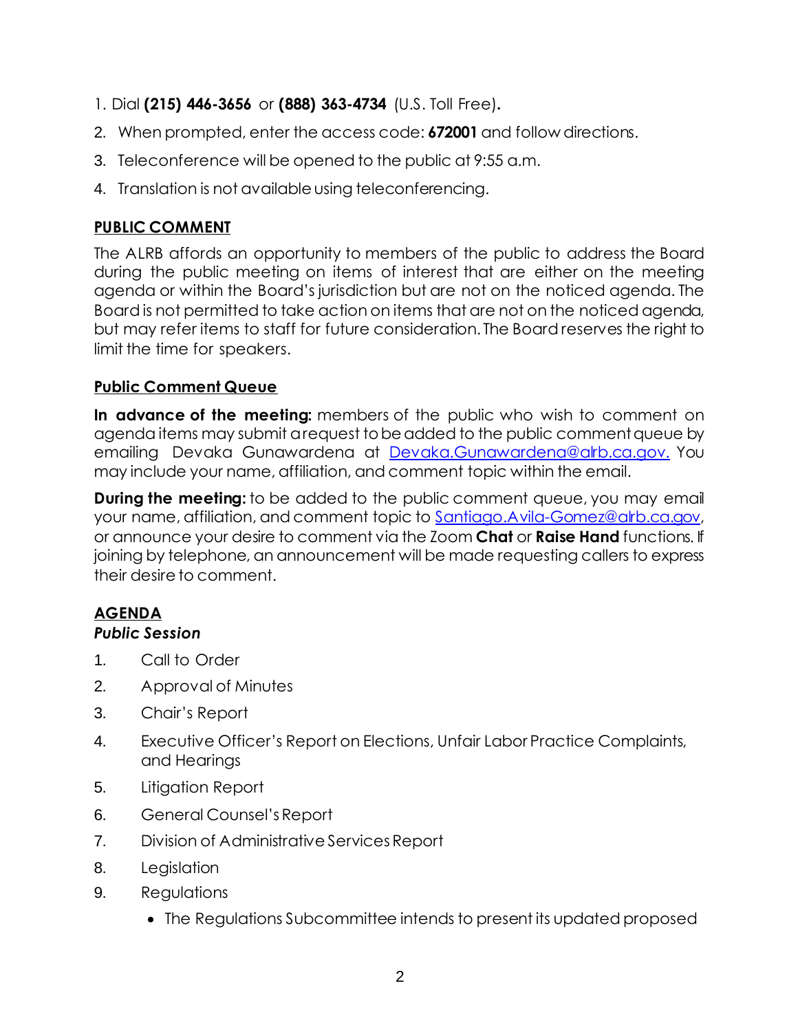1. Dial **(215) 446-3656** or **(888) 363-4734** (U.S. Toll Free).
2. When prompted, enter the access code: **672001** and follow directions.
3. Teleconference will be opened to the public at 9:55 a.m.
4. Translation is not available using teleconferencing.

## PUBLIC COMMENT

The ALRB affords an opportunity to members of the public to address the Board during the public meeting on items of interest that are either on the meeting agenda or within the Board's jurisdiction but are not on the noticed agenda. The Board is not permitted to take action on items that are not on the noticed agenda, but may refer items to staff for future consideration. The Board reserves the right to limit the time for speakers.

### Public Comment Queue

**In advance of the meeting:** members of the public who wish to comment on agenda items may submit a request to be added to the public comment queue by emailing Devaka Gunawardena at Devaka.Gunawardena@alrb.ca.gov. You may include your name, affiliation, and comment topic within the email.

**During the meeting:** to be added to the public comment queue, you may email your name, affiliation, and comment topic to Santiago.Avila-Gomez@alrb.ca.gov, or announce your desire to comment via the Zoom **Chat** or **Raise Hand** functions. If joining by telephone, an announcement will be made requesting callers to express their desire to comment.

## AGENDA

***Public Session***

1. Call to Order
2. Approval of Minutes
3. Chair's Report
4. Executive Officer's Report on Elections, Unfair Labor Practice Complaints, and Hearings
5. Litigation Report
6. General Counsel's Report
7. Division of Administrative Services Report
8. Legislation
9. Regulations
   - The Regulations Subcommittee intends to present its updated proposed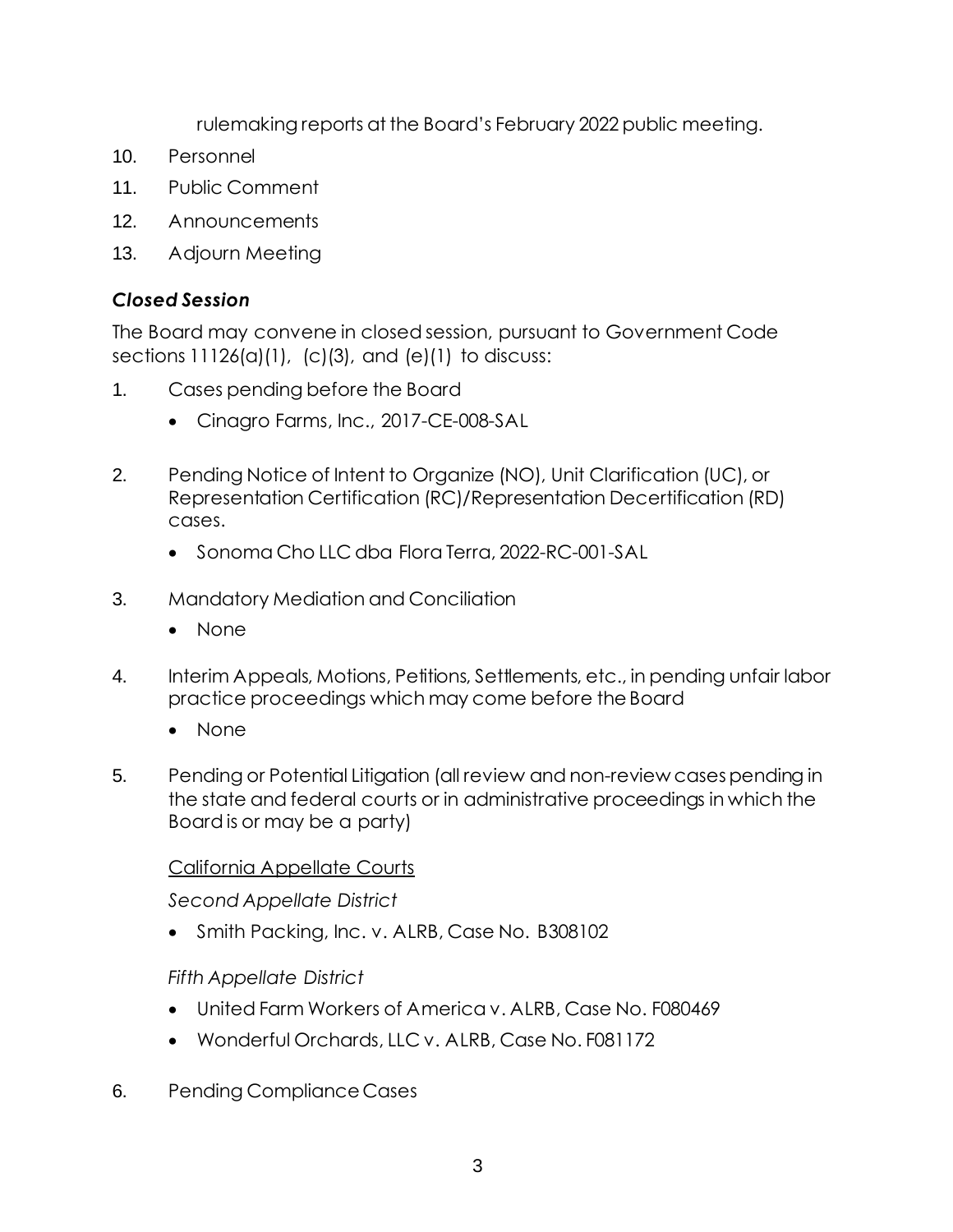rulemaking reports at the Board's February 2022 public meeting.

10. Personnel
11. Public Comment
12. Announcements
13. Adjourn Meeting

### *Closed Session*

The Board may convene in closed session, pursuant to Government Code sections 11126(a)(1), (c)(3), and (e)(1) to discuss:

1. Cases pending before the Board
    - Cinagro Farms, Inc., 2017-CE-008-SAL

2. Pending Notice of Intent to Organize (NO), Unit Clarification (UC), or Representation Certification (RC)/Representation Decertification (RD) cases.
    - Sonoma Cho LLC dba Flora Terra, 2022-RC-001-SAL

3. Mandatory Mediation and Conciliation
    - None

4. Interim Appeals, Motions, Petitions, Settlements, etc., in pending unfair labor practice proceedings which may come before the Board
    - None

5. Pending or Potential Litigation (all review and non-review cases pending in the state and federal courts or in administrative proceedings in which the Board is or may be a party)

    <u>California Appellate Courts</u>

    *Second Appellate District*

    - Smith Packing, Inc. v. ALRB, Case No. B308102

    *Fifth Appellate District*

    - United Farm Workers of America v. ALRB, Case No. F080469
    - Wonderful Orchards, LLC v. ALRB, Case No. F081172

6. Pending Compliance Cases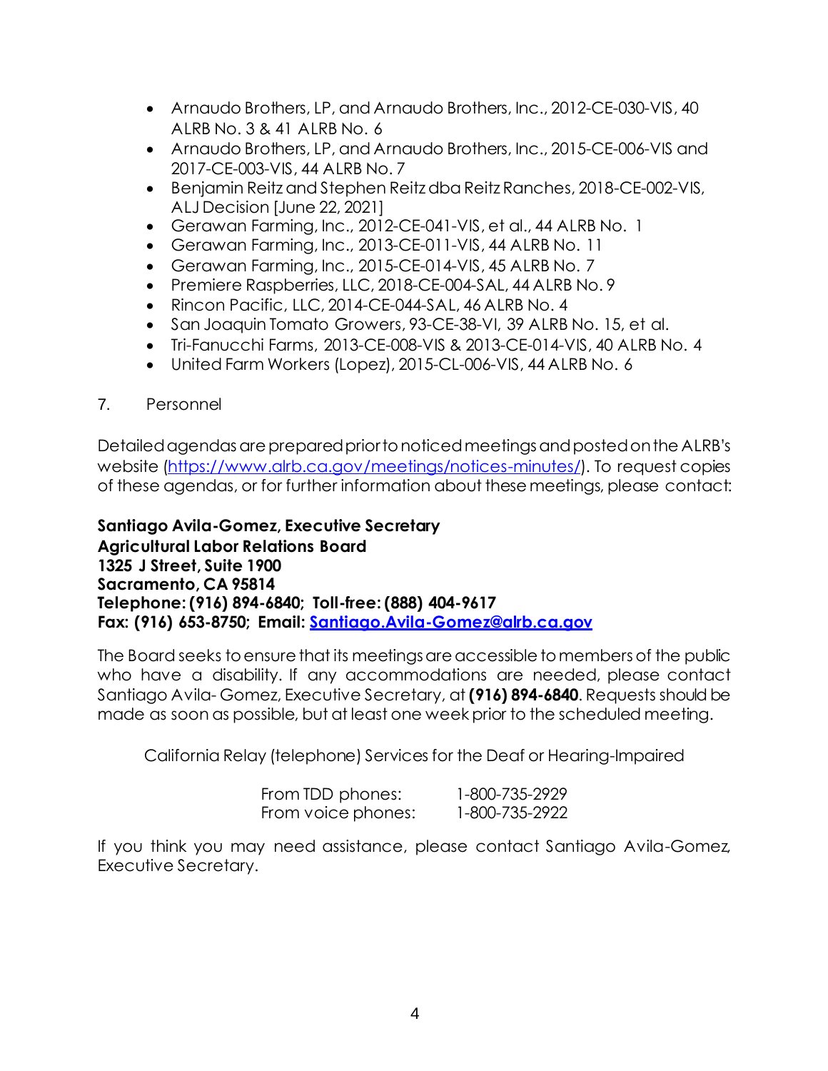- Arnaudo Brothers, LP, and Arnaudo Brothers, Inc., 2012-CE-030-VIS, 40 ALRB No. 3 & 41 ALRB No. 6
- Arnaudo Brothers, LP, and Arnaudo Brothers, Inc., 2015-CE-006-VIS and 2017-CE-003-VIS, 44 ALRB No. 7
- Benjamin Reitz and Stephen Reitz dba Reitz Ranches, 2018-CE-002-VIS, ALJ Decision [June 22, 2021]
- Gerawan Farming, Inc., 2012-CE-041-VIS, et al., 44 ALRB No. 1
- Gerawan Farming, Inc., 2013-CE-011-VIS, 44 ALRB No. 11
- Gerawan Farming, Inc., 2015-CE-014-VIS, 45 ALRB No. 7
- Premiere Raspberries, LLC, 2018-CE-004-SAL, 44 ALRB No. 9
- Rincon Pacific, LLC, 2014-CE-044-SAL, 46 ALRB No. 4
- San Joaquin Tomato Growers, 93-CE-38-VI, 39 ALRB No. 15, et al.
- Tri-Fanucchi Farms, 2013-CE-008-VIS & 2013-CE-014-VIS, 40 ALRB No. 4
- United Farm Workers (Lopez), 2015-CL-006-VIS, 44 ALRB No. 6

7. Personnel

Detailed agendas are prepared prior to noticed meetings and posted on the ALRB's website (https://www.alrb.ca.gov/meetings/notices-minutes/). To request copies of these agendas, or for further information about these meetings, please contact:

**Santiago Avila-Gomez, Executive Secretary**
**Agricultural Labor Relations Board**
**1325 J Street, Suite 1900**
**Sacramento, CA 95814**
**Telephone: (916) 894-6840; Toll-free: (888) 404-9617**
**Fax: (916) 653-8750; Email: Santiago.Avila-Gomez@alrb.ca.gov**

The Board seeks to ensure that its meetings are accessible to members of the public who have a disability. If any accommodations are needed, please contact Santiago Avila- Gomez, Executive Secretary, at **(916) 894-6840**. Requests should be made as soon as possible, but at least one week prior to the scheduled meeting.

California Relay (telephone) Services for the Deaf or Hearing-Impaired

From TDD phones: 1-800-735-2929
From voice phones: 1-800-735-2922

If you think you may need assistance, please contact Santiago Avila-Gomez, Executive Secretary.